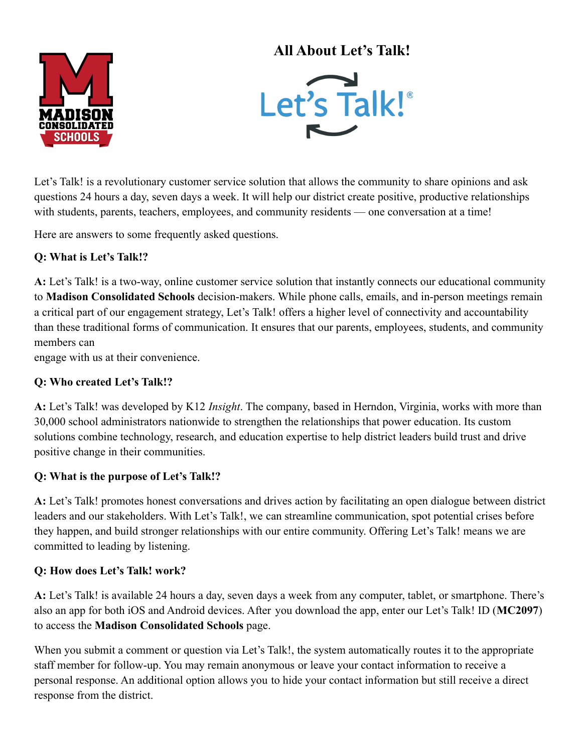# All About Let's Talk!

Let's Talk! is a revolutionary customer service solution that allows the community to share opinions and ask questions 24 hours a day, seven days a week. It will help our district create positive, productive relationships with students, parents, teachers, employees, and community residents — one conversation at a time!

Here are answers to some frequently asked questions.

**Q: What is Let's Talk!?**

**A:** Let's Talk! is a two-way, online customer service solution that instantly connects our educational community to **Madison Consolidated Schools** decision-makers. While phone calls, emails, and in-person meetings remain a critical part of our engagement strategy, Let's Talk! offers a higher level of connectivity and accountability than these traditional forms of communication. It ensures that our parents, employees, students, and community members can engage with us at their convenience.

**Q: Who created Let's Talk!?**

**A:** Let's Talk! was developed by K12 *Insight*. The company, based in Herndon, Virginia, works with more than 30,000 school administrators nationwide to strengthen the relationships that power education. Its custom solutions combine technology, research, and education expertise to help district leaders build trust and drive positive change in their communities.

**Q: What is the purpose of Let's Talk!?**

**A:** Let's Talk! promotes honest conversations and drives action by facilitating an open dialogue between district leaders and our stakeholders. With Let's Talk!, we can streamline communication, spot potential crises before they happen, and build stronger relationships with our entire community. Offering Let's Talk! means we are committed to leading by listening.

**Q: How does Let's Talk! work?**

**A:** Let's Talk! is available 24 hours a day, seven days a week from any computer, tablet, or smartphone. There's also an app for both iOS and Android devices. After you download the app, enter our Let's Talk! ID (**MC2097**) to access the **Madison Consolidated Schools** page.

When you submit a comment or question via Let's Talk!, the system automatically routes it to the appropriate staff member for follow-up. You may remain anonymous or leave your contact information to receive a personal response. An additional option allows you to hide your contact information but still receive a direct response from the district.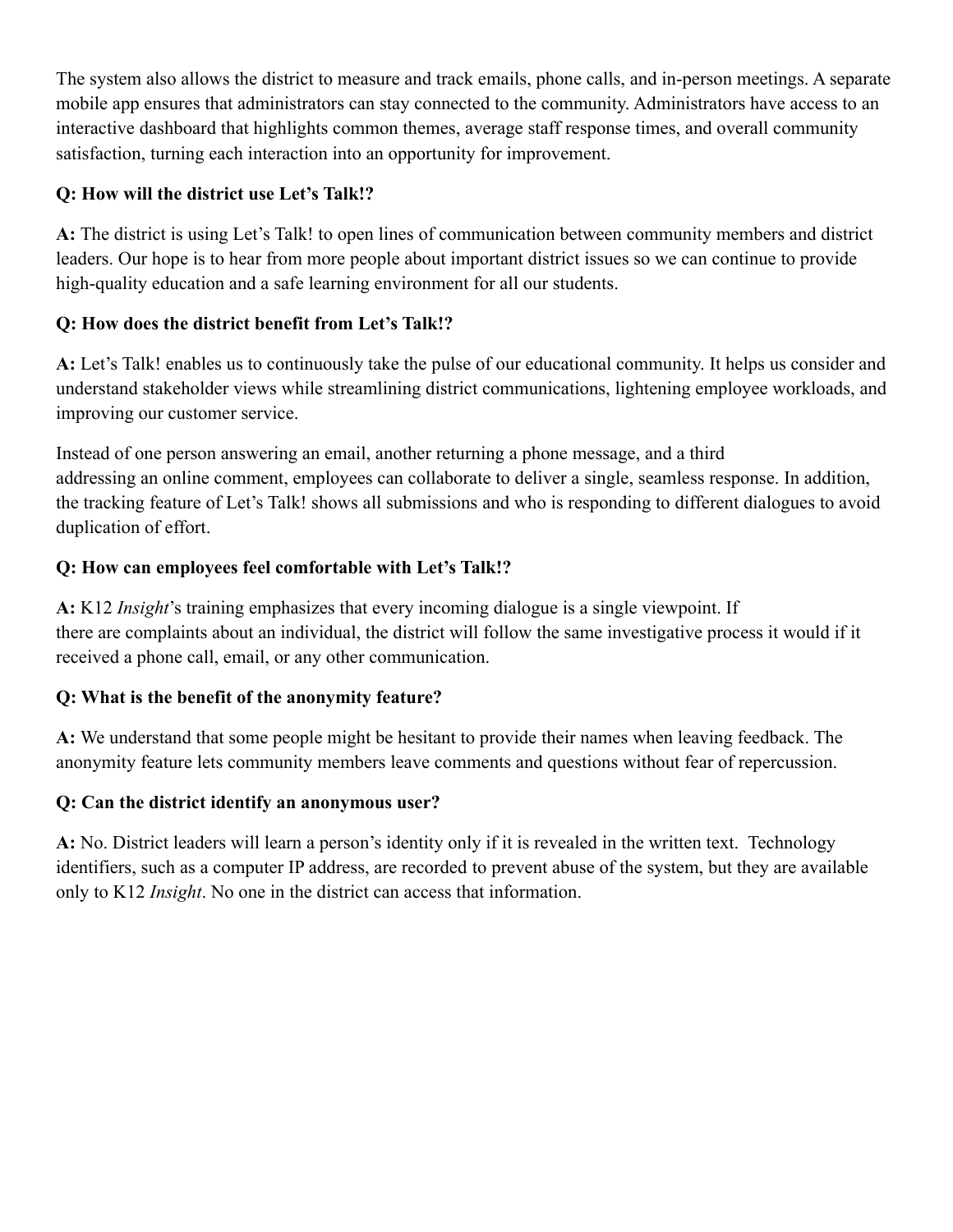The system also allows the district to measure and track emails, phone calls, and in-person meetings. A separate mobile app ensures that administrators can stay connected to the community. Administrators have access to an interactive dashboard that highlights common themes, average staff response times, and overall community satisfaction, turning each interaction into an opportunity for improvement.

**Q: How will the district use Let's Talk!?**

**A:** The district is using Let's Talk! to open lines of communication between community members and district leaders. Our hope is to hear from more people about important district issues so we can continue to provide high-quality education and a safe learning environment for all our students.

**Q: How does the district benefit from Let's Talk!?**

**A:** Let's Talk! enables us to continuously take the pulse of our educational community. It helps us consider and understand stakeholder views while streamlining district communications, lightening employee workloads, and improving our customer service.

Instead of one person answering an email, another returning a phone message, and a third addressing an online comment, employees can collaborate to deliver a single, seamless response. In addition, the tracking feature of Let's Talk! shows all submissions and who is responding to different dialogues to avoid duplication of effort.

**Q: How can employees feel comfortable with Let's Talk!?**

**A:** K12 *Insight*'s training emphasizes that every incoming dialogue is a single viewpoint. If there are complaints about an individual, the district will follow the same investigative process it would if it received a phone call, email, or any other communication.

**Q: What is the benefit of the anonymity feature?**

**A:** We understand that some people might be hesitant to provide their names when leaving feedback. The anonymity feature lets community members leave comments and questions without fear of repercussion.

**Q: Can the district identify an anonymous user?**

**A:** No. District leaders will learn a person's identity only if it is revealed in the written text. Technology identifiers, such as a computer IP address, are recorded to prevent abuse of the system, but they are available only to K12 *Insight*. No one in the district can access that information.